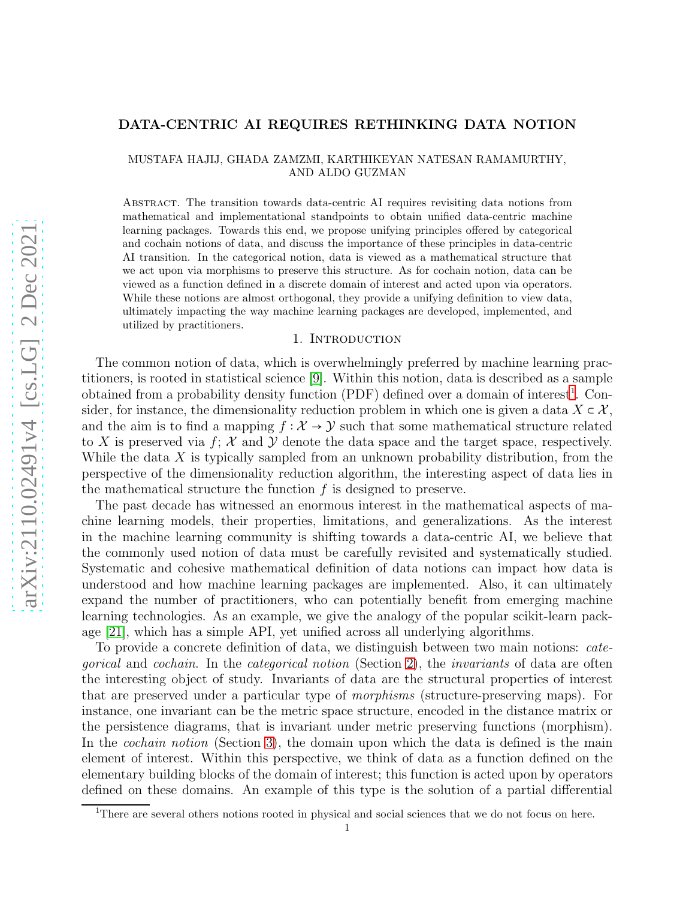# DATA-CENTRIC AI REQUIRES RETHINKING DATA NOTION

MUSTAFA HAJIJ, GHADA ZAMZMI, KARTHIKEYAN NATESAN RAMAMURTHY, AND ALDO GUZMAN

Abstract. The transition towards data-centric AI requires revisiting data notions from mathematical and implementational standpoints to obtain unified data-centric machine learning packages. Towards this end, we propose unifying principles offered by categorical and cochain notions of data, and discuss the importance of these principles in data-centric AI transition. In the categorical notion, data is viewed as a mathematical structure that we act upon via morphisms to preserve this structure. As for cochain notion, data can be viewed as a function defined in a discrete domain of interest and acted upon via operators. While these notions are almost orthogonal, they provide a unifying definition to view data, ultimately impacting the way machine learning packages are developed, implemented, and utilized by practitioners.

## 1. Introduction

The common notion of data, which is overwhelmingly preferred by machine learning practitioners, is rooted in statistical science [9]. Within this notion, data is described as a sample obtained from a probability density function (PDF) defined over a domain of interest[1]. Consider, for instance, the dimensionality reduction problem in which one is given a data $X \subset \mathcal{X}$, and the aim is to find a mapping $f : \mathcal{X} \to \mathcal{Y}$ such that some mathematical structure related to $X$ is preserved via $f$; $\mathcal{X}$ and $\mathcal{Y}$ denote the data space and the target space, respectively. While the data $X$ is typically sampled from an unknown probability distribution, from the perspective of the dimensionality reduction algorithm, the interesting aspect of data lies in the mathematical structure the function $f$ is designed to preserve.

The past decade has witnessed an enormous interest in the mathematical aspects of machine learning models, their properties, limitations, and generalizations. As the interest in the machine learning community is shifting towards a data-centric AI, we believe that the commonly used notion of data must be carefully revisited and systematically studied. Systematic and cohesive mathematical definition of data notions can impact how data is understood and how machine learning packages are implemented. Also, it can ultimately expand the number of practitioners, who can potentially benefit from emerging machine learning technologies. As an example, we give the analogy of the popular scikit-learn package [21], which has a simple API, yet unified across all underlying algorithms.

To provide a concrete definition of data, we distinguish between two main notions: *categorical* and *cochain*. In the *categorical notion* (Section 2), the *invariants* of data are often the interesting object of study. Invariants of data are the structural properties of interest that are preserved under a particular type of *morphisms* (structure-preserving maps). For instance, one invariant can be the metric space structure, encoded in the distance matrix or the persistence diagrams, that is invariant under metric preserving functions (morphism). In the *cochain notion* (Section 3), the domain upon which the data is defined is the main element of interest. Within this perspective, we think of data as a function defined on the elementary building blocks of the domain of interest; this function is acted upon by operators defined on these domains. An example of this type is the solution of a partial differential

[1]There are several others notions rooted in physical and social sciences that we do not focus on here.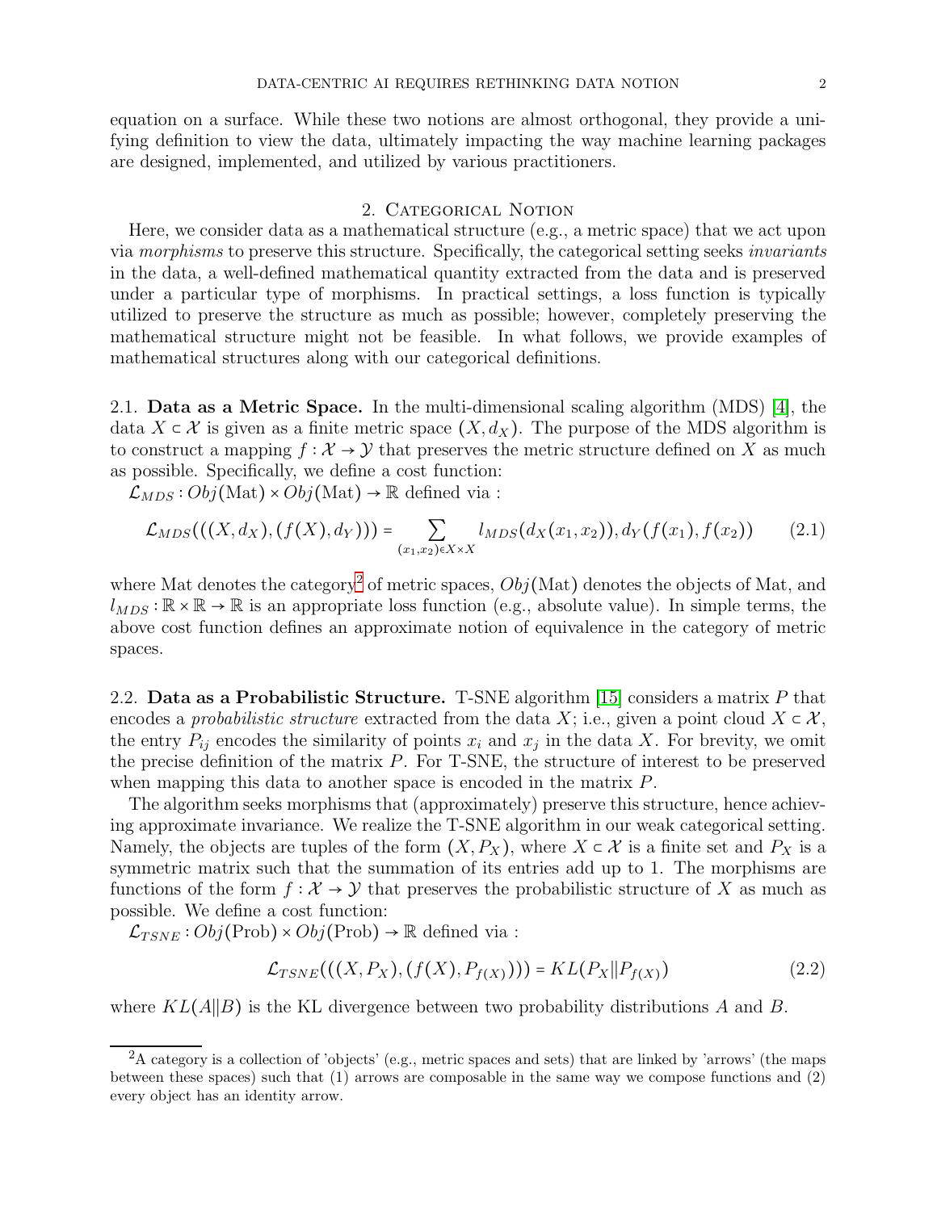equation on a surface. While these two notions are almost orthogonal, they provide a unifying definition to view the data, ultimately impacting the way machine learning packages are designed, implemented, and utilized by various practitioners.

## 2. Categorical Notion

Here, we consider data as a mathematical structure (e.g., a metric space) that we act upon via *morphisms* to preserve this structure. Specifically, the categorical setting seeks *invariants* in the data, a well-defined mathematical quantity extracted from the data and is preserved under a particular type of morphisms. In practical settings, a loss function is typically utilized to preserve the structure as much as possible; however, completely preserving the mathematical structure might not be feasible. In what follows, we provide examples of mathematical structures along with our categorical definitions.

### 2.1. Data as a Metric Space.

In the multi-dimensional scaling algorithm (MDS) [4], the data $X \subset \mathcal{X}$ is given as a finite metric space $(X, d_X)$. The purpose of the MDS algorithm is to construct a mapping $f : \mathcal{X} \to \mathcal{Y}$ that preserves the metric structure defined on $X$ as much as possible. Specifically, we define a cost function:

$\mathcal{L}_{MDS} : Obj(\text{Mat}) \times Obj(\text{Mat}) \to \mathbb{R}$ defined via :

$$\mathcal{L}_{MDS}(((X, d_X), (f(X), d_Y))) = \sum_{(x_1,x_2) \in X \times X} l_{MDS}(d_X(x_1, x_2)), d_Y(f(x_1), f(x_2)) \tag{2.1}$$

where Mat denotes the category[2] of metric spaces, $Obj(\text{Mat})$ denotes the objects of Mat, and $l_{MDS} : \mathbb{R} \times \mathbb{R} \to \mathbb{R}$ is an appropriate loss function (e.g., absolute value). In simple terms, the above cost function defines an approximate notion of equivalence in the category of metric spaces.

### 2.2. Data as a Probabilistic Structure.

T-SNE algorithm [15] considers a matrix $P$ that encodes a *probabilistic structure* extracted from the data $X$; i.e., given a point cloud $X \subset \mathcal{X}$, the entry $P_{ij}$ encodes the similarity of points $x_i$ and $x_j$ in the data $X$. For brevity, we omit the precise definition of the matrix $P$. For T-SNE, the structure of interest to be preserved when mapping this data to another space is encoded in the matrix $P$.

The algorithm seeks morphisms that (approximately) preserve this structure, hence achieving approximate invariance. We realize the T-SNE algorithm in our weak categorical setting. Namely, the objects are tuples of the form $(X, P_X)$, where $X \subset \mathcal{X}$ is a finite set and $P_X$ is a symmetric matrix such that the summation of its entries add up to 1. The morphisms are functions of the form $f : \mathcal{X} \to \mathcal{Y}$ that preserves the probabilistic structure of $X$ as much as possible. We define a cost function:

$\mathcal{L}_{TSNE} : Obj(\text{Prob}) \times Obj(\text{Prob}) \to \mathbb{R}$ defined via :

$$\mathcal{L}_{TSNE}(((X, P_X), (f(X), P_{f(X)}))) = KL(P_X \| P_{f(X)}) \tag{2.2}$$

where $KL(A \| B)$ is the KL divergence between two probability distributions $A$ and $B$.

---

[2] A category is a collection of 'objects' (e.g., metric spaces and sets) that are linked by 'arrows' (the maps between these spaces) such that (1) arrows are composable in the same way we compose functions and (2) every object has an identity arrow.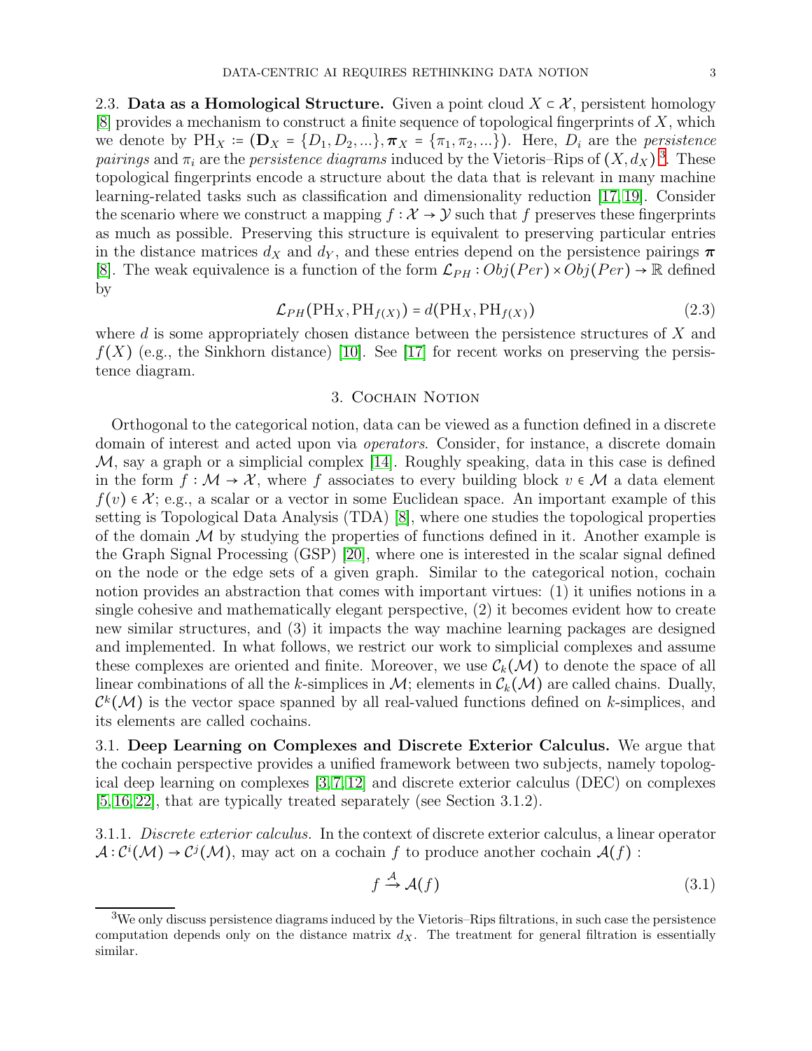2.3. **Data as a Homological Structure.** Given a point cloud $X \subset \mathcal{X}$, persistent homology [8] provides a mechanism to construct a finite sequence of topological fingerprints of $X$, which we denote by $\mathrm{PH}_X \coloneqq (\mathbf{D}_X = \{D_1, D_2, ...\}, \boldsymbol{\pi}_X = \{\pi_1, \pi_2, ...\})$. Here, $D_i$ are the *persistence pairings* and $\pi_i$ are the *persistence diagrams* induced by the Vietoris–Rips of $(X, d_X)$ [3]. These topological fingerprints encode a structure about the data that is relevant in many machine learning-related tasks such as classification and dimensionality reduction [17, 19]. Consider the scenario where we construct a mapping $f : \mathcal{X} \to \mathcal{Y}$ such that $f$ preserves these fingerprints as much as possible. Preserving this structure is equivalent to preserving particular entries in the distance matrices $d_X$ and $d_Y$, and these entries depend on the persistence pairings $\boldsymbol{\pi}$ [8]. The weak equivalence is a function of the form $\mathcal{L}_{PH} : Obj(Per) \times Obj(Per) \to \mathbb{R}$ defined by

$$\mathcal{L}_{PH}(\mathrm{PH}_X, \mathrm{PH}_{f(X)}) = d(\mathrm{PH}_X, \mathrm{PH}_{f(X)}) \tag{2.3}$$

where $d$ is some appropriately chosen distance between the persistence structures of $X$ and $f(X)$ (e.g., the Sinkhorn distance) [10]. See [17] for recent works on preserving the persistence diagram.

## 3. Cochain Notion

Orthogonal to the categorical notion, data can be viewed as a function defined in a discrete domain of interest and acted upon via *operators*. Consider, for instance, a discrete domain $\mathcal{M}$, say a graph or a simplicial complex [14]. Roughly speaking, data in this case is defined in the form $f : \mathcal{M} \to \mathcal{X}$, where $f$ associates to every building block $v \in \mathcal{M}$ a data element $f(v) \in \mathcal{X}$; e.g., a scalar or a vector in some Euclidean space. An important example of this setting is Topological Data Analysis (TDA) [8], where one studies the topological properties of the domain $\mathcal{M}$ by studying the properties of functions defined in it. Another example is the Graph Signal Processing (GSP) [20], where one is interested in the scalar signal defined on the node or the edge sets of a given graph. Similar to the categorical notion, cochain notion provides an abstraction that comes with important virtues: (1) it unifies notions in a single cohesive and mathematically elegant perspective, (2) it becomes evident how to create new similar structures, and (3) it impacts the way machine learning packages are designed and implemented. In what follows, we restrict our work to simplicial complexes and assume these complexes are oriented and finite. Moreover, we use $\mathcal{C}_k(\mathcal{M})$ to denote the space of all linear combinations of all the $k$-simplices in $\mathcal{M}$; elements in $\mathcal{C}_k(\mathcal{M})$ are called chains. Dually, $\mathcal{C}^k(\mathcal{M})$ is the vector space spanned by all real-valued functions defined on $k$-simplices, and its elements are called cochains.

3.1. **Deep Learning on Complexes and Discrete Exterior Calculus.** We argue that the cochain perspective provides a unified framework between two subjects, namely topological deep learning on complexes [3, 7, 12] and discrete exterior calculus (DEC) on complexes [5, 16, 22], that are typically treated separately (see Section 3.1.2).

3.1.1. *Discrete exterior calculus.* In the context of discrete exterior calculus, a linear operator $\mathcal{A} : \mathcal{C}^i(\mathcal{M}) \to \mathcal{C}^j(\mathcal{M})$, may act on a cochain $f$ to produce another cochain $\mathcal{A}(f)$ :

$$f \xrightarrow{\mathcal{A}} \mathcal{A}(f) \tag{3.1}$$

[3] We only discuss persistence diagrams induced by the Vietoris–Rips filtrations, in such case the persistence computation depends only on the distance matrix $d_X$. The treatment for general filtration is essentially similar.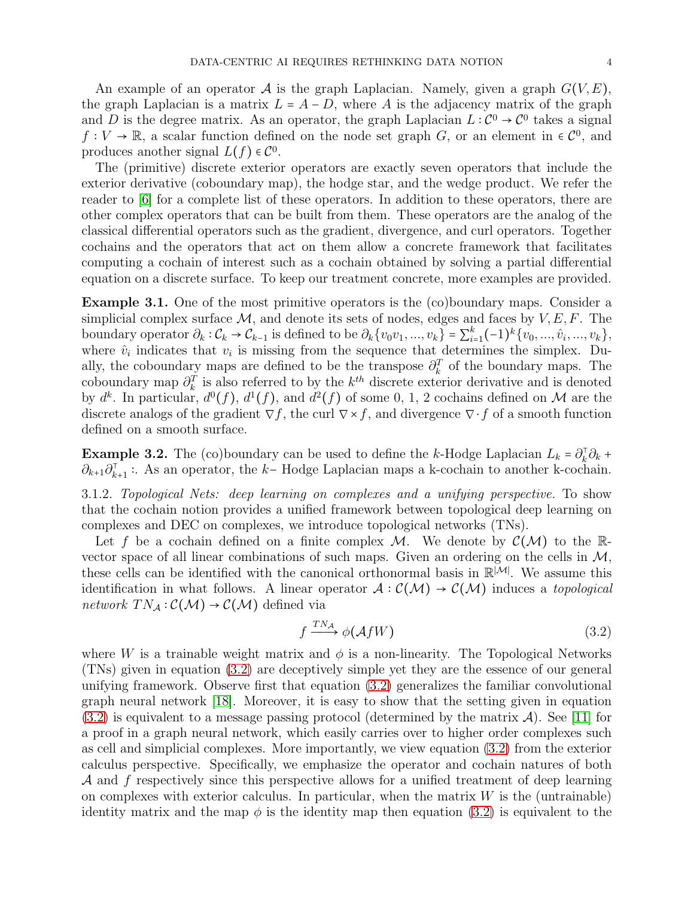An example of an operator $\mathcal{A}$ is the graph Laplacian. Namely, given a graph $G(V, E)$, the graph Laplacian is a matrix $L = A - D$, where $A$ is the adjacency matrix of the graph and $D$ is the degree matrix. As an operator, the graph Laplacian $L : \mathcal{C}^0 \to \mathcal{C}^0$ takes a signal $f : V \to \mathbb{R}$, a scalar function defined on the node set graph $G$, or an element in $\in \mathcal{C}^0$, and produces another signal $L(f) \in \mathcal{C}^0$.

The (primitive) discrete exterior operators are exactly seven operators that include the exterior derivative (coboundary map), the hodge star, and the wedge product. We refer the reader to [6] for a complete list of these operators. In addition to these operators, there are other complex operators that can be built from them. These operators are the analog of the classical differential operators such as the gradient, divergence, and curl operators. Together cochains and the operators that act on them allow a concrete framework that facilitates computing a cochain of interest such as a cochain obtained by solving a partial differential equation on a discrete surface. To keep our treatment concrete, more examples are provided.

**Example 3.1.** One of the most primitive operators is the (co)boundary maps. Consider a simplicial complex surface $\mathcal{M}$, and denote its sets of nodes, edges and faces by $V, E, F$. The boundary operator $\partial_k : \mathcal{C}_k \to \mathcal{C}_{k-1}$ is defined to be $\partial_k\{v_0 v_1, ..., v_k\} = \sum_{i=1}^{k} (-1)^k \{v_0, ..., \hat{v}_i, ..., v_k\}$, where $\hat{v}_i$ indicates that $v_i$ is missing from the sequence that determines the simplex. Dually, the coboundary maps are defined to be the transpose $\partial_k^T$ of the boundary maps. The coboundary map $\partial_k^T$ is also referred to by the $k^{th}$ discrete exterior derivative and is denoted by $d^k$. In particular, $d^0(f)$, $d^1(f)$, and $d^2(f)$ of some 0, 1, 2 cochains defined on $\mathcal{M}$ are the discrete analogs of the gradient $\nabla f$, the curl $\nabla \times f$, and divergence $\nabla \cdot f$ of a smooth function defined on a smooth surface.

**Example 3.2.** The (co)boundary can be used to define the $k$-Hodge Laplacian $L_k = \partial_k^{\intercal} \partial_k + \partial_{k+1} \partial_{k+1}^{\intercal}$ :. As an operator, the $k-$ Hodge Laplacian maps a k-cochain to another k-cochain.

3.1.2. *Topological Nets: deep learning on complexes and a unifying perspective.* To show that the cochain notion provides a unified framework between topological deep learning on complexes and DEC on complexes, we introduce topological networks (TNs).

Let $f$ be a cochain defined on a finite complex $\mathcal{M}$. We denote by $\mathcal{C}(\mathcal{M})$ to the $\mathbb{R}$-vector space of all linear combinations of such maps. Given an ordering on the cells in $\mathcal{M}$, these cells can be identified with the canonical orthonormal basis in $\mathbb{R}^{|\mathcal{M}|}$. We assume this identification in what follows. A linear operator $\mathcal{A} : \mathcal{C}(\mathcal{M}) \to \mathcal{C}(\mathcal{M})$ induces a *topological network* $TN_{\mathcal{A}} : \mathcal{C}(\mathcal{M}) \to \mathcal{C}(\mathcal{M})$ defined via

$$f \xrightarrow{TN_{\mathcal{A}}} \phi(\mathcal{A} f W) \tag{3.2}$$

where $W$ is a trainable weight matrix and $\phi$ is a non-linearity. The Topological Networks (TNs) given in equation (3.2) are deceptively simple yet they are the essence of our general unifying framework. Observe first that equation (3.2) generalizes the familiar convolutional graph neural network [18]. Moreover, it is easy to show that the setting given in equation (3.2) is equivalent to a message passing protocol (determined by the matrix $\mathcal{A}$). See [11] for a proof in a graph neural network, which easily carries over to higher order complexes such as cell and simplicial complexes. More importantly, we view equation (3.2) from the exterior calculus perspective. Specifically, we emphasize the operator and cochain natures of both $\mathcal{A}$ and $f$ respectively since this perspective allows for a unified treatment of deep learning on complexes with exterior calculus. In particular, when the matrix $W$ is the (untrainable) identity matrix and the map $\phi$ is the identity map then equation (3.2) is equivalent to the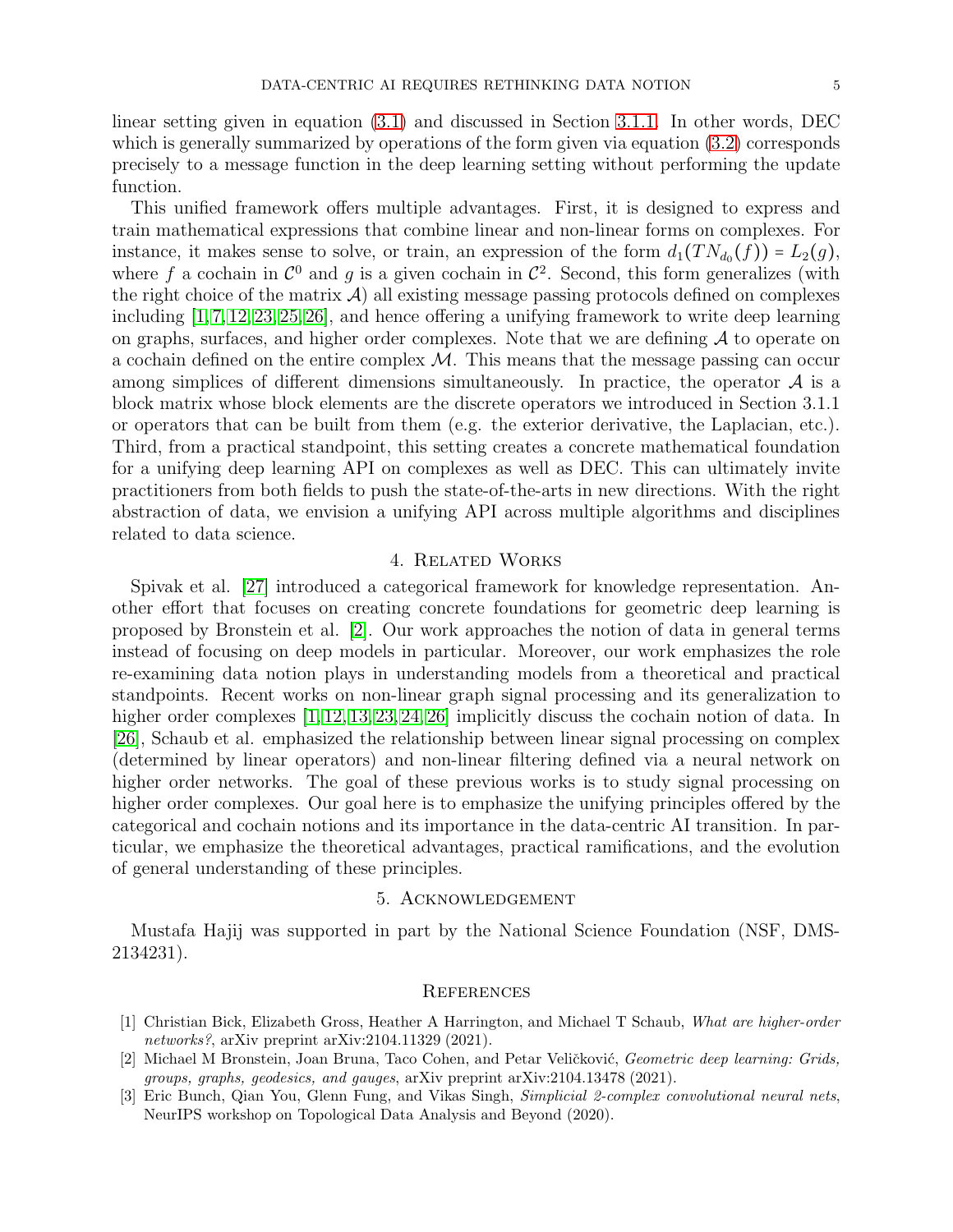linear setting given in equation (3.1) and discussed in Section 3.1.1. In other words, DEC which is generally summarized by operations of the form given via equation (3.2) corresponds precisely to a message function in the deep learning setting without performing the update function.

This unified framework offers multiple advantages. First, it is designed to express and train mathematical expressions that combine linear and non-linear forms on complexes. For instance, it makes sense to solve, or train, an expression of the form $d_1(TN_{d_0}(f)) = L_2(g)$, where $f$ a cochain in $\mathcal{C}^0$ and $g$ is a given cochain in $\mathcal{C}^2$. Second, this form generalizes (with the right choice of the matrix $\mathcal{A}$) all existing message passing protocols defined on complexes including [1, 7, 12, 23, 25, 26], and hence offering a unifying framework to write deep learning on graphs, surfaces, and higher order complexes. Note that we are defining $\mathcal{A}$ to operate on a cochain defined on the entire complex $\mathcal{M}$. This means that the message passing can occur among simplices of different dimensions simultaneously. In practice, the operator $\mathcal{A}$ is a block matrix whose block elements are the discrete operators we introduced in Section 3.1.1 or operators that can be built from them (e.g. the exterior derivative, the Laplacian, etc.). Third, from a practical standpoint, this setting creates a concrete mathematical foundation for a unifying deep learning API on complexes as well as DEC. This can ultimately invite practitioners from both fields to push the state-of-the-arts in new directions. With the right abstraction of data, we envision a unifying API across multiple algorithms and disciplines related to data science.

## 4. Related Works

Spivak et al. [27] introduced a categorical framework for knowledge representation. Another effort that focuses on creating concrete foundations for geometric deep learning is proposed by Bronstein et al. [2]. Our work approaches the notion of data in general terms instead of focusing on deep models in particular. Moreover, our work emphasizes the role re-examining data notion plays in understanding models from a theoretical and practical standpoints. Recent works on non-linear graph signal processing and its generalization to higher order complexes [1, 12, 13, 23, 24, 26] implicitly discuss the cochain notion of data. In [26], Schaub et al. emphasized the relationship between linear signal processing on complex (determined by linear operators) and non-linear filtering defined via a neural network on higher order networks. The goal of these previous works is to study signal processing on higher order complexes. Our goal here is to emphasize the unifying principles offered by the categorical and cochain notions and its importance in the data-centric AI transition. In particular, we emphasize the theoretical advantages, practical ramifications, and the evolution of general understanding of these principles.

## 5. Acknowledgement

Mustafa Hajij was supported in part by the National Science Foundation (NSF, DMS-2134231).

## References

[1] Christian Bick, Elizabeth Gross, Heather A Harrington, and Michael T Schaub, *What are higher-order networks?*, arXiv preprint arXiv:2104.11329 (2021).

[2] Michael M Bronstein, Joan Bruna, Taco Cohen, and Petar Veličković, *Geometric deep learning: Grids, groups, graphs, geodesics, and gauges*, arXiv preprint arXiv:2104.13478 (2021).

[3] Eric Bunch, Qian You, Glenn Fung, and Vikas Singh, *Simplicial 2-complex convolutional neural nets*, NeurIPS workshop on Topological Data Analysis and Beyond (2020).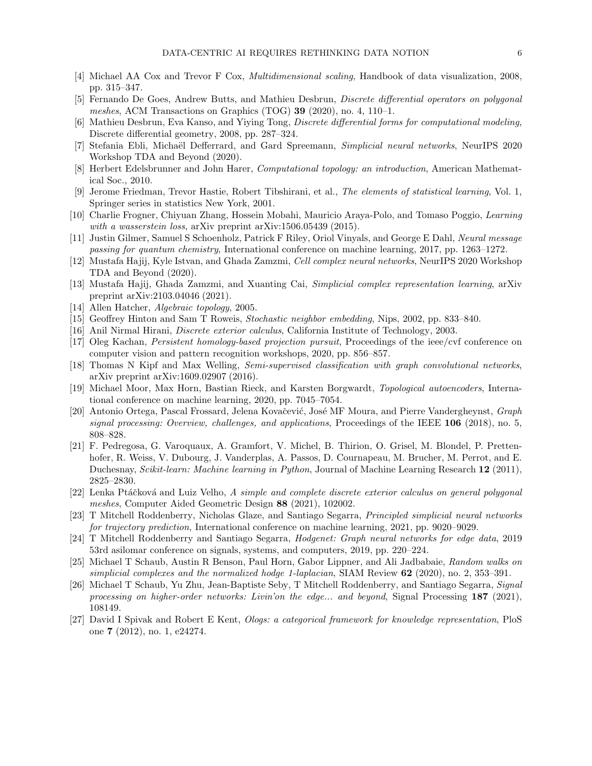[4] Michael AA Cox and Trevor F Cox, *Multidimensional scaling*, Handbook of data visualization, 2008, pp. 315–347.

[5] Fernando De Goes, Andrew Butts, and Mathieu Desbrun, *Discrete differential operators on polygonal meshes*, ACM Transactions on Graphics (TOG) **39** (2020), no. 4, 110–1.

[6] Mathieu Desbrun, Eva Kanso, and Yiying Tong, *Discrete differential forms for computational modeling*, Discrete differential geometry, 2008, pp. 287–324.

[7] Stefania Ebli, Michaël Defferrard, and Gard Spreemann, *Simplicial neural networks*, NeurIPS 2020 Workshop TDA and Beyond (2020).

[8] Herbert Edelsbrunner and John Harer, *Computational topology: an introduction*, American Mathematical Soc., 2010.

[9] Jerome Friedman, Trevor Hastie, Robert Tibshirani, et al., *The elements of statistical learning*, Vol. 1, Springer series in statistics New York, 2001.

[10] Charlie Frogner, Chiyuan Zhang, Hossein Mobahi, Mauricio Araya-Polo, and Tomaso Poggio, *Learning with a wasserstein loss*, arXiv preprint arXiv:1506.05439 (2015).

[11] Justin Gilmer, Samuel S Schoenholz, Patrick F Riley, Oriol Vinyals, and George E Dahl, *Neural message passing for quantum chemistry*, International conference on machine learning, 2017, pp. 1263–1272.

[12] Mustafa Hajij, Kyle Istvan, and Ghada Zamzmi, *Cell complex neural networks*, NeurIPS 2020 Workshop TDA and Beyond (2020).

[13] Mustafa Hajij, Ghada Zamzmi, and Xuanting Cai, *Simplicial complex representation learning*, arXiv preprint arXiv:2103.04046 (2021).

[14] Allen Hatcher, *Algebraic topology*, 2005.

[15] Geoffrey Hinton and Sam T Roweis, *Stochastic neighbor embedding*, Nips, 2002, pp. 833–840.

[16] Anil Nirmal Hirani, *Discrete exterior calculus*, California Institute of Technology, 2003.

[17] Oleg Kachan, *Persistent homology-based projection pursuit*, Proceedings of the ieee/cvf conference on computer vision and pattern recognition workshops, 2020, pp. 856–857.

[18] Thomas N Kipf and Max Welling, *Semi-supervised classification with graph convolutional networks*, arXiv preprint arXiv:1609.02907 (2016).

[19] Michael Moor, Max Horn, Bastian Rieck, and Karsten Borgwardt, *Topological autoencoders*, International conference on machine learning, 2020, pp. 7045–7054.

[20] Antonio Ortega, Pascal Frossard, Jelena Kovačević, José MF Moura, and Pierre Vandergheynst, *Graph signal processing: Overview, challenges, and applications*, Proceedings of the IEEE **106** (2018), no. 5, 808–828.

[21] F. Pedregosa, G. Varoquaux, A. Gramfort, V. Michel, B. Thirion, O. Grisel, M. Blondel, P. Prettenhofer, R. Weiss, V. Dubourg, J. Vanderplas, A. Passos, D. Cournapeau, M. Brucher, M. Perrot, and E. Duchesnay, *Scikit-learn: Machine learning in Python*, Journal of Machine Learning Research **12** (2011), 2825–2830.

[22] Lenka Ptáčková and Luiz Velho, *A simple and complete discrete exterior calculus on general polygonal meshes*, Computer Aided Geometric Design **88** (2021), 102002.

[23] T Mitchell Roddenberry, Nicholas Glaze, and Santiago Segarra, *Principled simplicial neural networks for trajectory prediction*, International conference on machine learning, 2021, pp. 9020–9029.

[24] T Mitchell Roddenberry and Santiago Segarra, *Hodgenet: Graph neural networks for edge data*, 2019 53rd asilomar conference on signals, systems, and computers, 2019, pp. 220–224.

[25] Michael T Schaub, Austin R Benson, Paul Horn, Gabor Lippner, and Ali Jadbabaie, *Random walks on simplicial complexes and the normalized hodge 1-laplacian*, SIAM Review **62** (2020), no. 2, 353–391.

[26] Michael T Schaub, Yu Zhu, Jean-Baptiste Seby, T Mitchell Roddenberry, and Santiago Segarra, *Signal processing on higher-order networks: Livin'on the edge... and beyond*, Signal Processing **187** (2021), 108149.

[27] David I Spivak and Robert E Kent, *Ologs: a categorical framework for knowledge representation*, PloS one **7** (2012), no. 1, e24274.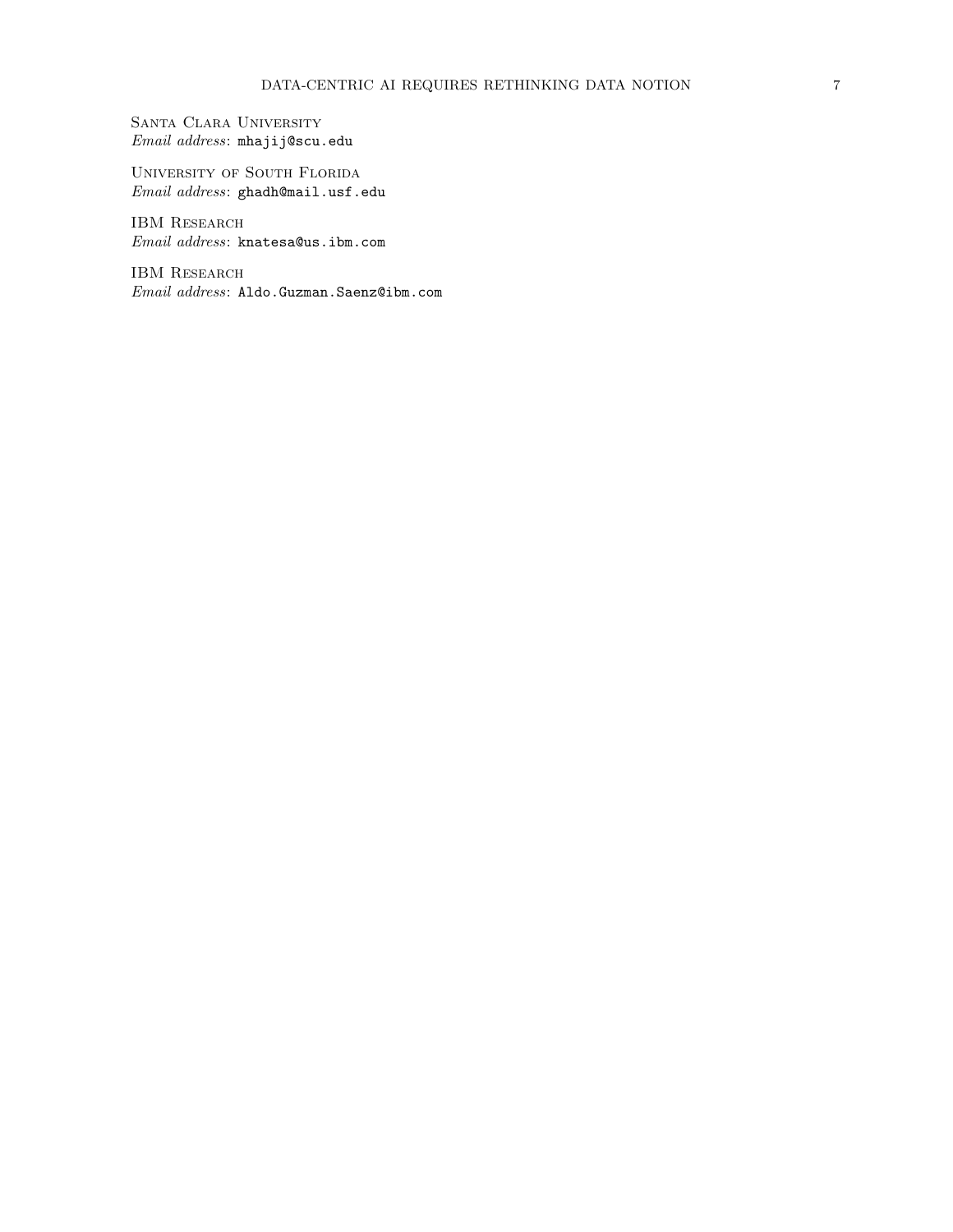Santa Clara University
*Email address*: mhajij@scu.edu

University of South Florida
*Email address*: ghadh@mail.usf.edu

IBM Research
*Email address*: knatesa@us.ibm.com

IBM Research
*Email address*: Aldo.Guzman.Saenz@ibm.com